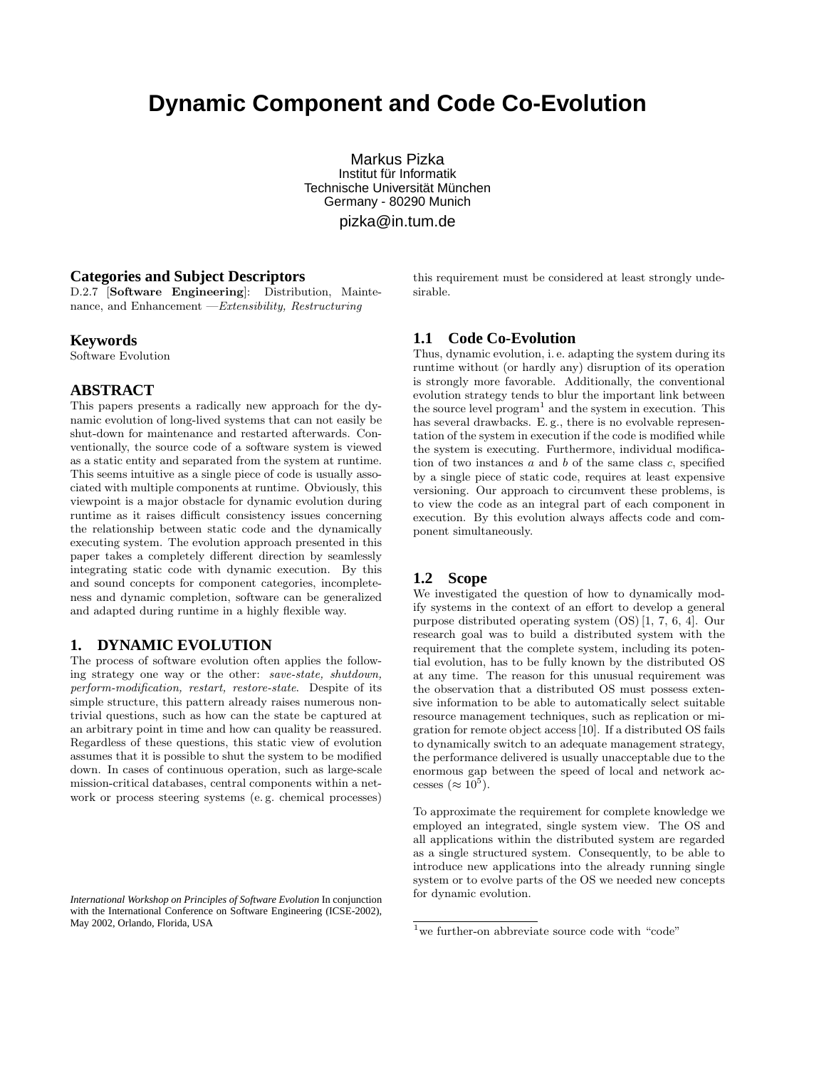# Dynamic Component and Code Co-Evolution

Markus Pizka
Institut für Informatik
Technische Universität München
Germany - 80290 Munich
pizka@in.tum.de

## Categories and Subject Descriptors

D.2.7 [**Software Engineering**]: Distribution, Maintenance, and Enhancement —*Extensibility, Restructuring*

## Keywords

Software Evolution

## ABSTRACT

This papers presents a radically new approach for the dynamic evolution of long-lived systems that can not easily be shut-down for maintenance and restarted afterwards. Conventionally, the source code of a software system is viewed as a static entity and separated from the system at runtime. This seems intuitive as a single piece of code is usually associated with multiple components at runtime. Obviously, this viewpoint is a major obstacle for dynamic evolution during runtime as it raises difficult consistency issues concerning the relationship between static code and the dynamically executing system. The evolution approach presented in this paper takes a completely different direction by seamlessly integrating static code with dynamic execution. By this and sound concepts for component categories, incompleteness and dynamic completion, software can be generalized and adapted during runtime in a highly flexible way.

## 1. DYNAMIC EVOLUTION

The process of software evolution often applies the following strategy one way or the other: *save-state, shutdown, perform-modification, restart, restore-state*. Despite of its simple structure, this pattern already raises numerous nontrivial questions, such as how can the state be captured at an arbitrary point in time and how can quality be reassured. Regardless of these questions, this static view of evolution assumes that it is possible to shut the system to be modified down. In cases of continuous operation, such as large-scale mission-critical databases, central components within a network or process steering systems (e. g. chemical processes) this requirement must be considered at least strongly undesirable.

*International Workshop on Principles of Software Evolution* In conjunction with the International Conference on Software Engineering (ICSE-2002), May 2002, Orlando, Florida, USA

### 1.1 Code Co-Evolution

Thus, dynamic evolution, i. e. adapting the system during its runtime without (or hardly any) disruption of its operation is strongly more favorable. Additionally, the conventional evolution strategy tends to blur the important link between the source level program[1] and the system in execution. This has several drawbacks. E. g., there is no evolvable representation of the system in execution if the code is modified while the system is executing. Furthermore, individual modification of two instances $a$ and $b$ of the same class $c$, specified by a single piece of static code, requires at least expensive versioning. Our approach to circumvent these problems, is to view the code as an integral part of each component in execution. By this evolution always affects code and component simultaneously.

### 1.2 Scope

We investigated the question of how to dynamically modify systems in the context of an effort to develop a general purpose distributed operating system (OS) [1, 7, 6, 4]. Our research goal was to build a distributed system with the requirement that the complete system, including its potential evolution, has to be fully known by the distributed OS at any time. The reason for this unusual requirement was the observation that a distributed OS must possess extensive information to be able to automatically select suitable resource management techniques, such as replication or migration for remote object access [10]. If a distributed OS fails to dynamically switch to an adequate management strategy, the performance delivered is usually unacceptable due to the enormous gap between the speed of local and network accesses ($\approx 10^5$).

To approximate the requirement for complete knowledge we employed an integrated, single system view. The OS and all applications within the distributed system are regarded as a single structured system. Consequently, to be able to introduce new applications into the already running single system or to evolve parts of the OS we needed new concepts for dynamic evolution.

[1] we further-on abbreviate source code with "code"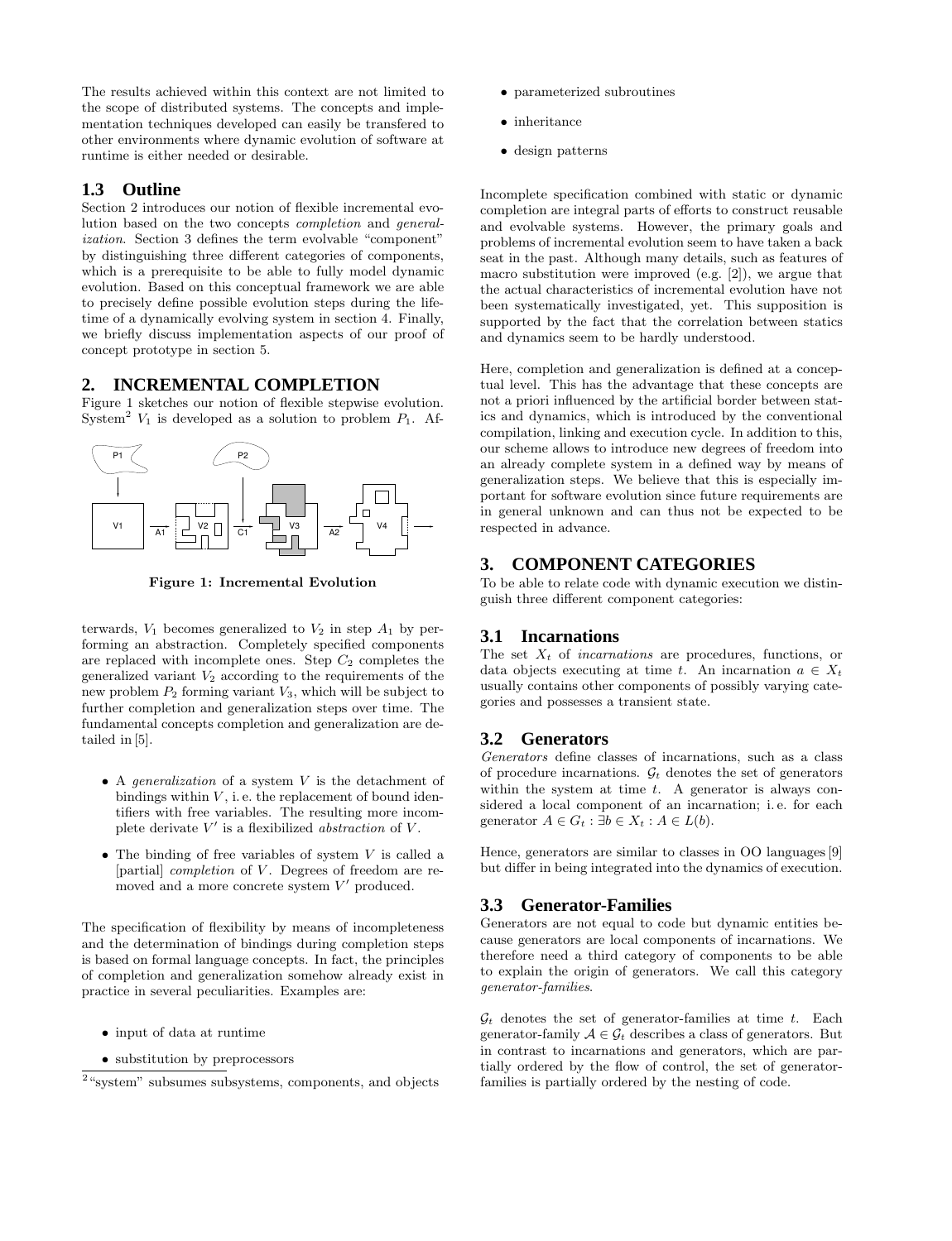The results achieved within this context are not limited to the scope of distributed systems. The concepts and implementation techniques developed can easily be transfered to other environments where dynamic evolution of software at runtime is either needed or desirable.

## 1.3 Outline

Section 2 introduces our notion of flexible incremental evolution based on the two concepts *completion* and *generalization*. Section 3 defines the term evolvable "component" by distinguishing three different categories of components, which is a prerequisite to be able to fully model dynamic evolution. Based on this conceptual framework we are able to precisely define possible evolution steps during the lifetime of a dynamically evolving system in section 4. Finally, we briefly discuss implementation aspects of our proof of concept prototype in section 5.

# 2. INCREMENTAL COMPLETION

Figure 1 sketches our notion of flexible stepwise evolution. System[2] $V_1$ is developed as a solution to problem $P_1$. Afterwards, $V_1$ becomes generalized to $V_2$ in step $A_1$ by performing an abstraction. Completely specified components are replaced with incomplete ones. Step $C_2$ completes the generalized variant $V_2$ according to the requirements of the new problem $P_2$ forming variant $V_3$, which will be subject to further completion and generalization steps over time. The fundamental concepts completion and generalization are detailed in [5].

**Figure 1: Incremental Evolution**

- A *generalization* of a system $V$ is the detachment of bindings within $V$, i. e. the replacement of bound identifiers with free variables. The resulting more incomplete derivate $V'$ is a flexibilized *abstraction* of $V$.
- The binding of free variables of system $V$ is called a [partial] *completion* of $V$. Degrees of freedom are removed and a more concrete system $V'$ produced.

The specification of flexibility by means of incompleteness and the determination of bindings during completion steps is based on formal language concepts. In fact, the principles of completion and generalization somehow already exist in practice in several peculiarities. Examples are:

- input of data at runtime
- substitution by preprocessors
- parameterized subroutines
- inheritance
- design patterns

[2] "system" subsumes subsystems, components, and objects

Incomplete specification combined with static or dynamic completion are integral parts of efforts to construct reusable and evolvable systems. However, the primary goals and problems of incremental evolution seem to have taken a back seat in the past. Although many details, such as features of macro substitution were improved (e.g. [2]), we argue that the actual characteristics of incremental evolution have not been systematically investigated, yet. This supposition is supported by the fact that the correlation between statics and dynamics seem to be hardly understood.

Here, completion and generalization is defined at a conceptual level. This has the advantage that these concepts are not a priori influenced by the artificial border between statics and dynamics, which is introduced by the conventional compilation, linking and execution cycle. In addition to this, our scheme allows to introduce new degrees of freedom into an already complete system in a defined way by means of generalization steps. We believe that this is especially important for software evolution since future requirements are in general unknown and can thus not be expected to be respected in advance.

# 3. COMPONENT CATEGORIES

To be able to relate code with dynamic execution we distinguish three different component categories:

## 3.1 Incarnations

The set $X_t$ of *incarnations* are procedures, functions, or data objects executing at time $t$. An incarnation $a \in X_t$ usually contains other components of possibly varying categories and possesses a transient state.

## 3.2 Generators

*Generators* define classes of incarnations, such as a class of procedure incarnations. $\mathcal{G}_t$ denotes the set of generators within the system at time $t$. A generator is always considered a local component of an incarnation; i. e. for each generator $A \in G_t : \exists b \in X_t : A \in L(b)$.

Hence, generators are similar to classes in OO languages [9] but differ in being integrated into the dynamics of execution.

## 3.3 Generator-Families

Generators are not equal to code but dynamic entities because generators are local components of incarnations. We therefore need a third category of components to be able to explain the origin of generators. We call this category *generator-families*.

$\mathcal{G}_t$ denotes the set of generator-families at time $t$. Each generator-family $\mathcal{A} \in \mathcal{G}_t$ describes a class of generators. But in contrast to incarnations and generators, which are partially ordered by the flow of control, the set of generator-families is partially ordered by the nesting of code.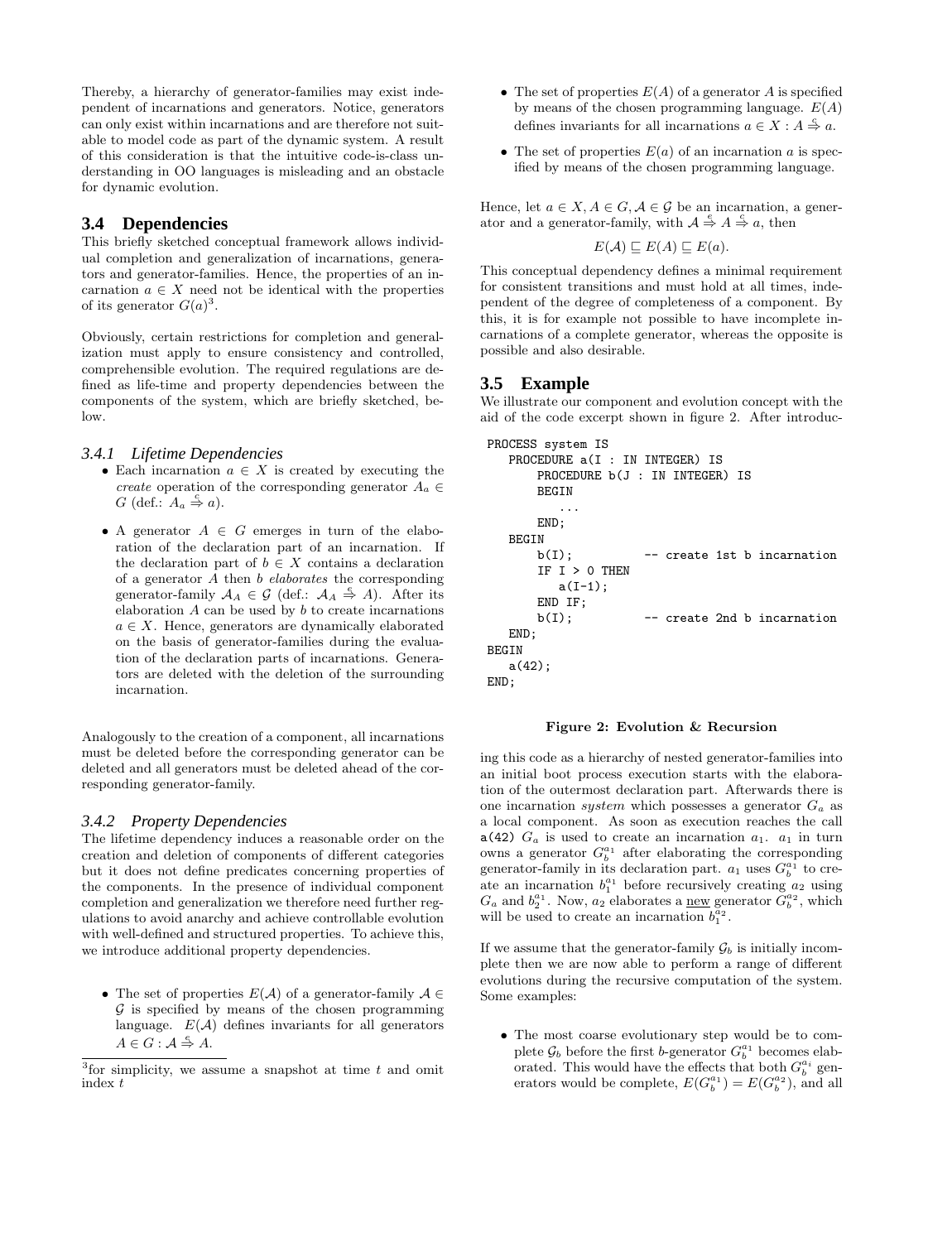Thereby, a hierarchy of generator-families may exist independent of incarnations and generators. Notice, generators can only exist within incarnations and are therefore not suitable to model code as part of the dynamic system. A result of this consideration is that the intuitive code-is-class understanding in OO languages is misleading and an obstacle for dynamic evolution.

## 3.4 Dependencies

This briefly sketched conceptual framework allows individual completion and generalization of incarnations, generators and generator-families. Hence, the properties of an incarnation $a \in X$ need not be identical with the properties of its generator $G(a)$[3].

Obviously, certain restrictions for completion and generalization must apply to ensure consistency and controlled, comprehensible evolution. The required regulations are defined as life-time and property dependencies between the components of the system, which are briefly sketched, below.

### 3.4.1 Lifetime Dependencies

- Each incarnation $a \in X$ is created by executing the *create* operation of the corresponding generator $A_a \in G$ (def.: $A_a \stackrel{c}{\Rightarrow} a$).
- A generator $A \in G$ emerges in turn of the elaboration of the declaration part of an incarnation. If the declaration part of $b \in X$ contains a declaration of a generator $A$ then $b$ *elaborates* the corresponding generator-family $\mathcal{A}_A \in \mathcal{G}$ (def.: $\mathcal{A}_A \stackrel{e}{\Rightarrow} A$). After its elaboration $A$ can be used by $b$ to create incarnations $a \in X$. Hence, generators are dynamically elaborated on the basis of generator-families during the evaluation of the declaration parts of incarnations. Generators are deleted with the deletion of the surrounding incarnation.

Analogously to the creation of a component, all incarnations must be deleted before the corresponding generator can be deleted and all generators must be deleted ahead of the corresponding generator-family.

### 3.4.2 Property Dependencies

The lifetime dependency induces a reasonable order on the creation and deletion of components of different categories but it does not define predicates concerning properties of the components. In the presence of individual component completion and generalization we therefore need further regulations to avoid anarchy and achieve controllable evolution with well-defined and structured properties. To achieve this, we introduce additional property dependencies.

- The set of properties $E(\mathcal{A})$ of a generator-family $\mathcal{A} \in \mathcal{G}$ is specified by means of the chosen programming language. $E(\mathcal{A})$ defines invariants for all generators $A \in G : \mathcal{A} \stackrel{e}{\Rightarrow} A$.
- The set of properties $E(A)$ of a generator $A$ is specified by means of the chosen programming language. $E(A)$ defines invariants for all incarnations $a \in X : A \stackrel{c}{\Rightarrow} a$.
- The set of properties $E(a)$ of an incarnation $a$ is specified by means of the chosen programming language.

Hence, let $a \in X, A \in G, \mathcal{A} \in \mathcal{G}$ be an incarnation, a generator and a generator-family, with $\mathcal{A} \stackrel{e}{\Rightarrow} A \stackrel{c}{\Rightarrow} a$, then

$$E(\mathcal{A}) \sqsubseteq E(A) \sqsubseteq E(a).$$

This conceptual dependency defines a minimal requirement for consistent transitions and must hold at all times, independent of the degree of completeness of a component. By this, it is for example not possible to have incomplete incarnations of a complete generator, whereas the opposite is possible and also desirable.

## 3.5 Example

We illustrate our component and evolution concept with the aid of the code excerpt shown in figure 2. After introducing this code as a hierarchy of nested generator-families into an initial boot process execution starts with the elaboration of the outermost declaration part. Afterwards there is one incarnation *system* which possesses a generator $G_a$ as a local component. As soon as execution reaches the call `a(42)` $G_a$ is used to create an incarnation $a_1$. $a_1$ in turn owns a generator $G_b^{a_1}$ after elaborating the corresponding generator-family in its declaration part. $a_1$ uses $G_b^{a_1}$ to create an incarnation $b_1^{a_1}$ before recursively creating $a_2$ using $G_a$ and $b_2^{a_1}$. Now, $a_2$ elaborates a <u>new</u> generator $G_b^{a_2}$, which will be used to create an incarnation $b_1^{a_2}$.

```
PROCESS system IS
   PROCEDURE a(I : IN INTEGER) IS
       PROCEDURE b(J : IN INTEGER) IS
       BEGIN
          ...
       END;
   BEGIN
       b(I);          -- create 1st b incarnation
       IF I > 0 THEN
          a(I-1);
       END IF;
       b(I);          -- create 2nd b incarnation
   END;
BEGIN
   a(42);
END;
```

**Figure 2: Evolution & Recursion**

If we assume that the generator-family $\mathcal{G}_b$ is initially incomplete then we are now able to perform a range of different evolutions during the recursive computation of the system. Some examples:

- The most coarse evolutionary step would be to complete $\mathcal{G}_b$ before the first $b$-generator $G_b^{a_1}$ becomes elaborated. This would have the effects that both $G_b^{a_i}$ generators would be complete, $E(G_b^{a_1}) = E(G_b^{a_2})$, and all

[3]for simplicity, we assume a snapshot at time $t$ and omit index $t$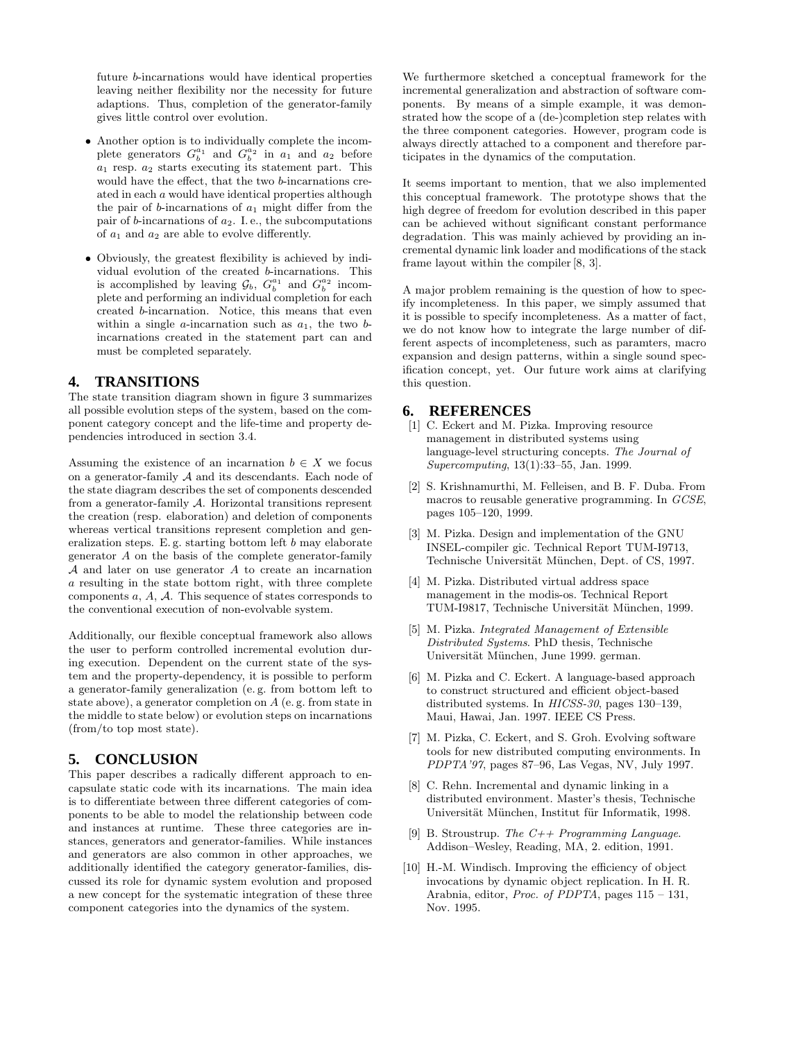future $b$-incarnations would have identical properties leaving neither flexibility nor the necessity for future adaptions. Thus, completion of the generator-family gives little control over evolution.

- Another option is to individually complete the incomplete generators $G_b^{a_1}$ and $G_b^{a_2}$ in $a_1$ and $a_2$ before $a_1$ resp. $a_2$ starts executing its statement part. This would have the effect, that the two $b$-incarnations created in each $a$ would have identical properties although the pair of $b$-incarnations of $a_1$ might differ from the pair of $b$-incarnations of $a_2$. I. e., the subcomputations of $a_1$ and $a_2$ are able to evolve differently.

- Obviously, the greatest flexibility is achieved by individual evolution of the created $b$-incarnations. This is accomplished by leaving $\mathcal{G}_b$, $G_b^{a_1}$ and $G_b^{a_2}$ incomplete and performing an individual completion for each created $b$-incarnation. Notice, this means that even within a single $a$-incarnation such as $a_1$, the two $b$-incarnations created in the statement part can and must be completed separately.

## 4. TRANSITIONS

The state transition diagram shown in figure 3 summarizes all possible evolution steps of the system, based on the component category concept and the life-time and property dependencies introduced in section 3.4.

Assuming the existence of an incarnation $b \in X$ we focus on a generator-family $\mathcal{A}$ and its descendants. Each node of the state diagram describes the set of components descended from a generator-family $\mathcal{A}$. Horizontal transitions represent the creation (resp. elaboration) and deletion of components whereas vertical transitions represent completion and generalization steps. E. g. starting bottom left $b$ may elaborate generator $A$ on the basis of the complete generator-family $\mathcal{A}$ and later on use generator $A$ to create an incarnation $a$ resulting in the state bottom right, with three complete components $a$, $A$, $\mathcal{A}$. This sequence of states corresponds to the conventional execution of non-evolvable system.

Additionally, our flexible conceptual framework also allows the user to perform controlled incremental evolution during execution. Dependent on the current state of the system and the property-dependency, it is possible to perform a generator-family generalization (e. g. from bottom left to state above), a generator completion on $A$ (e. g. from state in the middle to state below) or evolution steps on incarnations (from/to top most state).

## 5. CONCLUSION

This paper describes a radically different approach to encapsulate static code with its incarnations. The main idea is to differentiate between three different categories of components to be able to model the relationship between code and instances at runtime. These three categories are instances, generators and generator-families. While instances and generators are also common in other approaches, we additionally identified the category generator-families, discussed its role for dynamic system evolution and proposed a new concept for the systematic integration of these three component categories into the dynamics of the system.

We furthermore sketched a conceptual framework for the incremental generalization and abstraction of software components. By means of a simple example, it was demonstrated how the scope of a (de-)completion step relates with the three component categories. However, program code is always directly attached to a component and therefore participates in the dynamics of the computation.

It seems important to mention, that we also implemented this conceptual framework. The prototype shows that the high degree of freedom for evolution described in this paper can be achieved without significant constant performance degradation. This was mainly achieved by providing an incremental dynamic link loader and modifications of the stack frame layout within the compiler [8, 3].

A major problem remaining is the question of how to specify incompleteness. In this paper, we simply assumed that it is possible to specify incompleteness. As a matter of fact, we do not know how to integrate the large number of different aspects of incompleteness, such as paramters, macro expansion and design patterns, within a single sound specification concept, yet. Our future work aims at clarifying this question.

## 6. REFERENCES

[1] C. Eckert and M. Pizka. Improving resource management in distributed systems using language-level structuring concepts. *The Journal of Supercomputing*, 13(1):33–55, Jan. 1999.

[2] S. Krishnamurthi, M. Felleisen, and B. F. Duba. From macros to reusable generative programming. In *GCSE*, pages 105–120, 1999.

[3] M. Pizka. Design and implementation of the GNU INSEL-compiler gic. Technical Report TUM-I9713, Technische Universität München, Dept. of CS, 1997.

[4] M. Pizka. Distributed virtual address space management in the modis-os. Technical Report TUM-I9817, Technische Universität München, 1999.

[5] M. Pizka. *Integrated Management of Extensible Distributed Systems*. PhD thesis, Technische Universität München, June 1999. german.

[6] M. Pizka and C. Eckert. A language-based approach to construct structured and efficient object-based distributed systems. In *HICSS-30*, pages 130–139, Maui, Hawai, Jan. 1997. IEEE CS Press.

[7] M. Pizka, C. Eckert, and S. Groh. Evolving software tools for new distributed computing environments. In *PDPTA'97*, pages 87–96, Las Vegas, NV, July 1997.

[8] C. Rehn. Incremental and dynamic linking in a distributed environment. Master's thesis, Technische Universität München, Institut für Informatik, 1998.

[9] B. Stroustrup. *The C++ Programming Language*. Addison–Wesley, Reading, MA, 2. edition, 1991.

[10] H.-M. Windisch. Improving the efficiency of object invocations by dynamic object replication. In H. R. Arabnia, editor, *Proc. of PDPTA*, pages 115 – 131, Nov. 1995.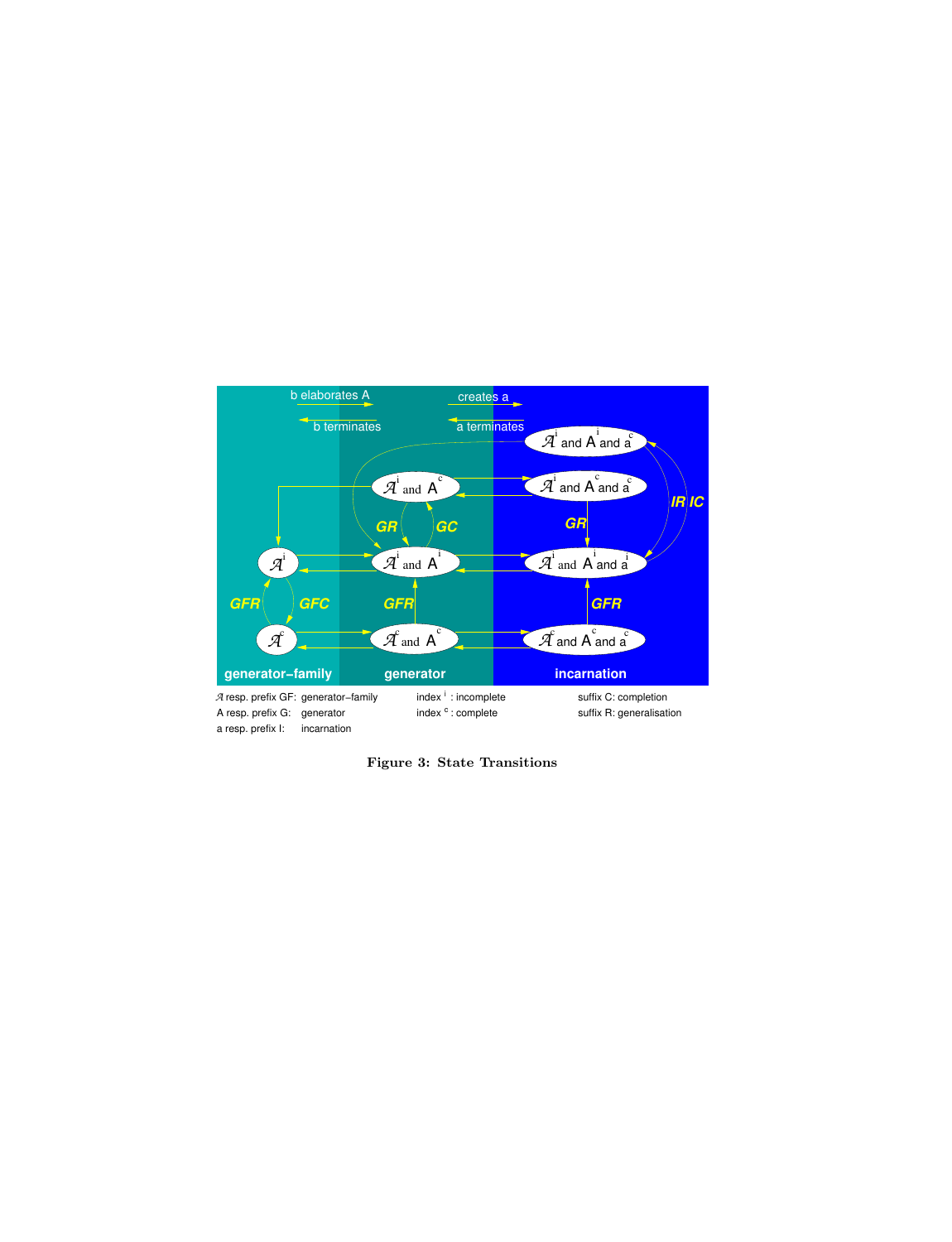b elaborates A

b terminates

creates a

a terminates

$\mathcal{A}^i$ and $A^i$ and $a^c$

$\mathcal{A}^i$ and $A^c$

$\mathcal{A}^i$ and $A^c$ and $a^c$

GR

GC

GR

IR IC

$\mathcal{A}^i$

$\mathcal{A}^i$ and $A^i$

$\mathcal{A}^i$ and $A^i$ and $a^i$

GFR

GFC

GFR

GFR

$\mathcal{A}^c$

$\mathcal{A}^c$ and $A^c$

$\mathcal{A}^c$ and $A^c$ and $a^c$

generator–family

generator

incarnation

$\mathcal{A}$ resp. prefix GF: generator–family

A resp. prefix G: generator

a resp. prefix I: incarnation

index $^i$ : incomplete

index $^c$ : complete

suffix C: completion

suffix R: generalisation

**Figure 3: State Transitions**